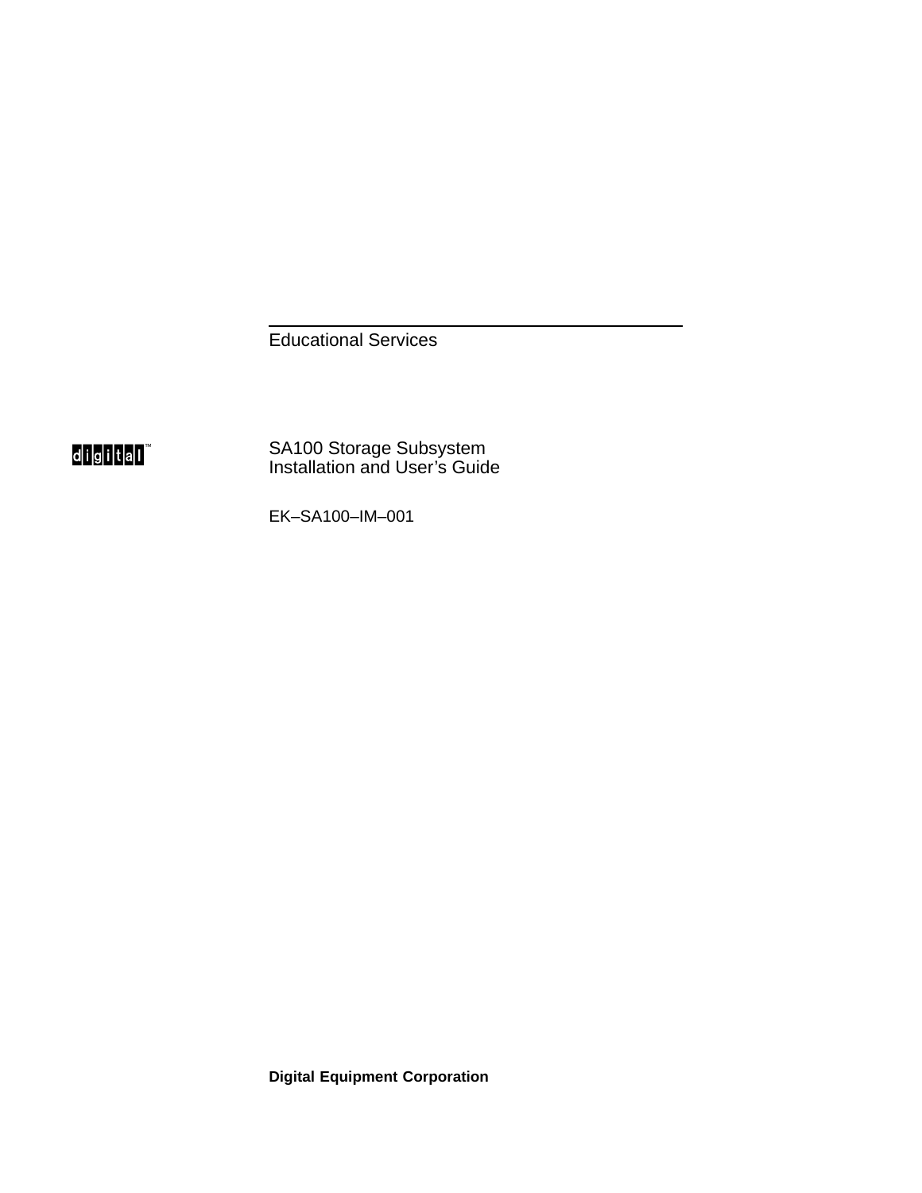Educational Services

digital™

# SA100 Storage Subsystem Installation and User's Guide

EK–SA100–IM–001

**Digital Equipment Corporation**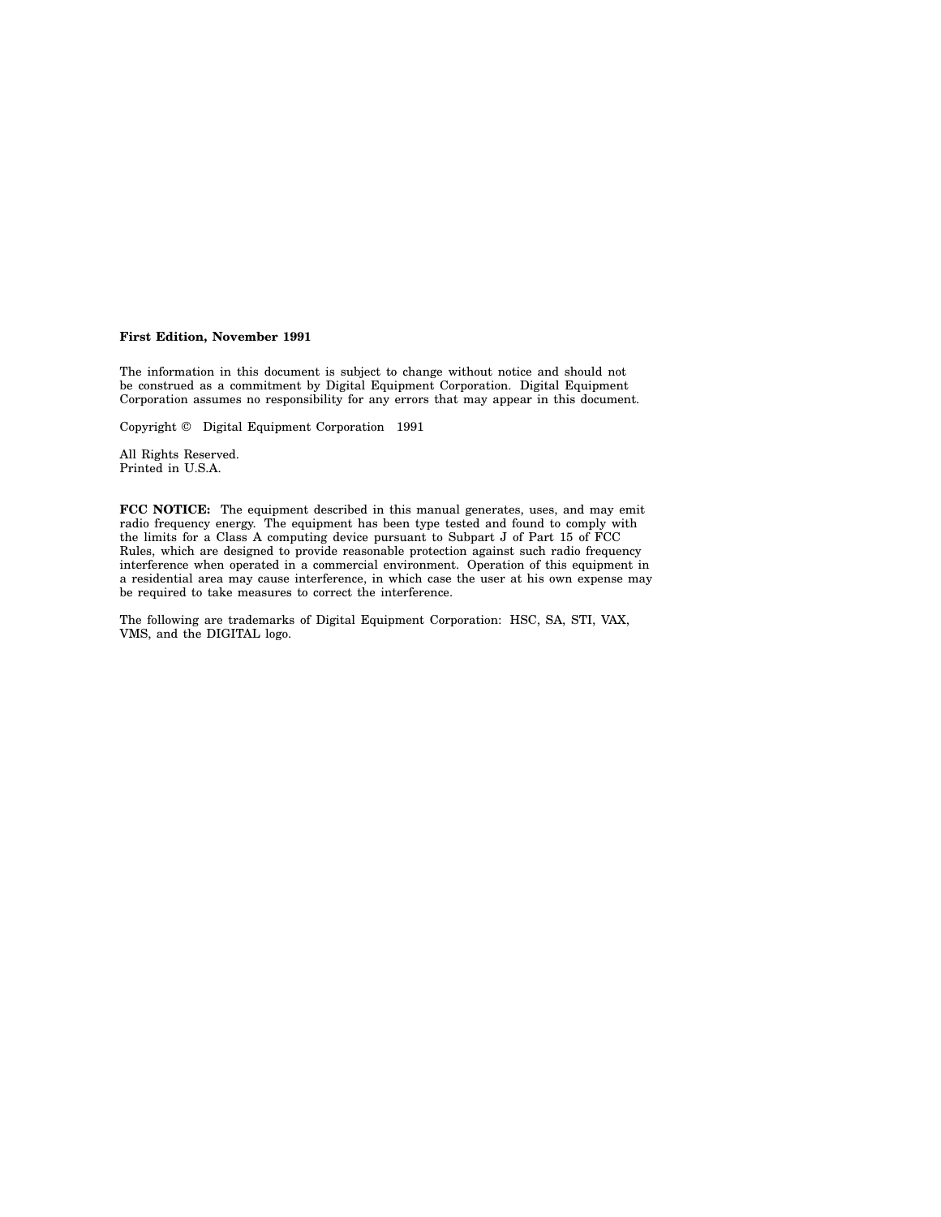**First Edition, November 1991**

The information in this document is subject to change without notice and should not be construed as a commitment by Digital Equipment Corporation. Digital Equipment Corporation assumes no responsibility for any errors that may appear in this document.

Copyright © Digital Equipment Corporation 1991

All Rights Reserved.
Printed in U.S.A.

**FCC NOTICE:** The equipment described in this manual generates, uses, and may emit radio frequency energy. The equipment has been type tested and found to comply with the limits for a Class A computing device pursuant to Subpart J of Part 15 of FCC Rules, which are designed to provide reasonable protection against such radio frequency interference when operated in a commercial environment. Operation of this equipment in a residential area may cause interference, in which case the user at his own expense may be required to take measures to correct the interference.

The following are trademarks of Digital Equipment Corporation: HSC, SA, STI, VAX, VMS, and the DIGITAL logo.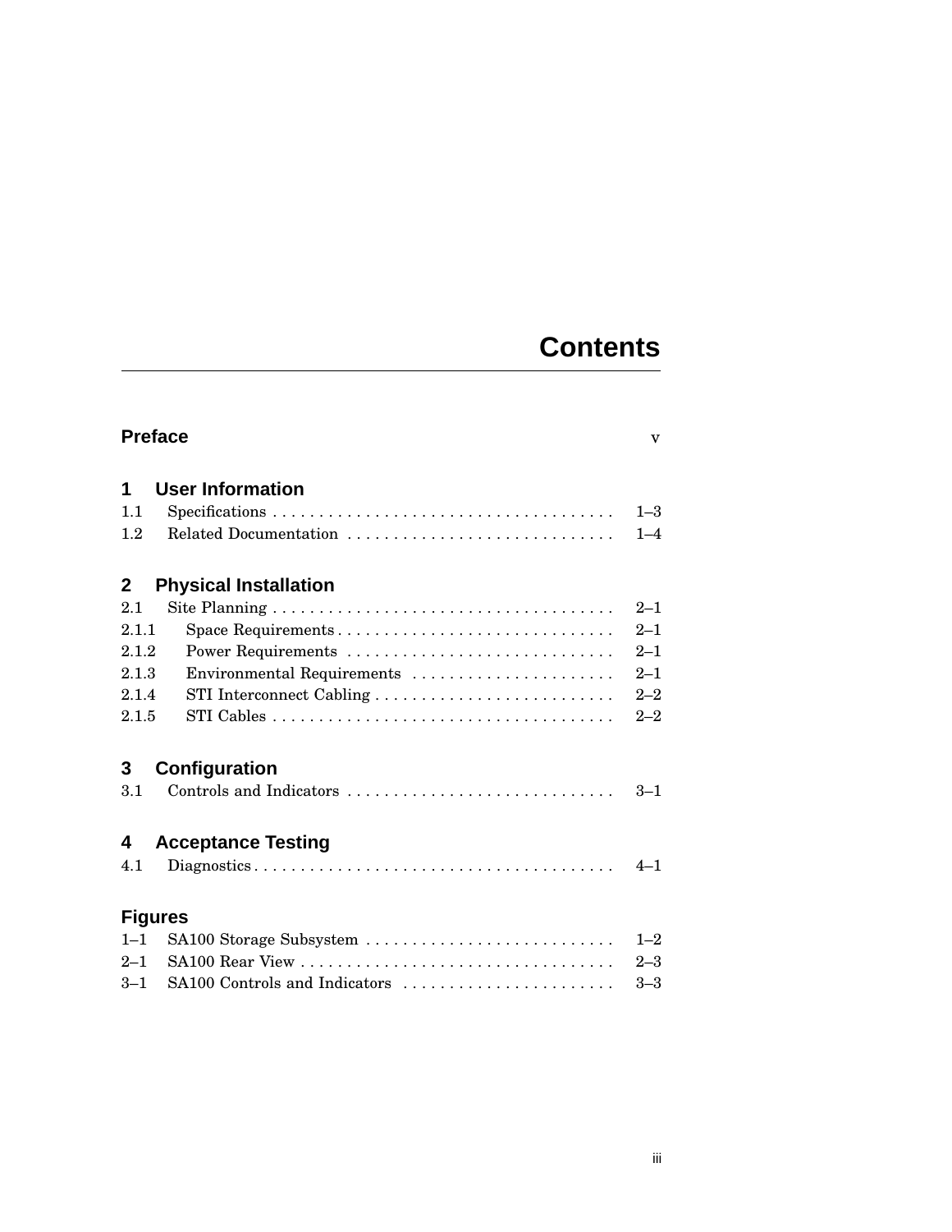# Contents

**Preface** v

## 1 User Information

1.1 Specifications . . . . . . . . . . . . . . . . . . . . . . . . . . . . . . . . . . . . 1–3
1.2 Related Documentation . . . . . . . . . . . . . . . . . . . . . . . . . . . . 1–4

## 2 Physical Installation

2.1 Site Planning . . . . . . . . . . . . . . . . . . . . . . . . . . . . . . . . . . . . 2–1
2.1.1 Space Requirements . . . . . . . . . . . . . . . . . . . . . . . . . . . . . 2–1
2.1.2 Power Requirements . . . . . . . . . . . . . . . . . . . . . . . . . . . . 2–1
2.1.3 Environmental Requirements . . . . . . . . . . . . . . . . . . . . . . 2–1
2.1.4 STI Interconnect Cabling . . . . . . . . . . . . . . . . . . . . . . . . . 2–2
2.1.5 STI Cables . . . . . . . . . . . . . . . . . . . . . . . . . . . . . . . . . . . . 2–2

## 3 Configuration

3.1 Controls and Indicators . . . . . . . . . . . . . . . . . . . . . . . . . . . . 3–1

## 4 Acceptance Testing

4.1 Diagnostics . . . . . . . . . . . . . . . . . . . . . . . . . . . . . . . . . . . . . . 4–1

## Figures

1–1 SA100 Storage Subsystem . . . . . . . . . . . . . . . . . . . . . . . . . . 1–2
2–1 SA100 Rear View . . . . . . . . . . . . . . . . . . . . . . . . . . . . . . . . . 2–3
3–1 SA100 Controls and Indicators . . . . . . . . . . . . . . . . . . . . . . 3–3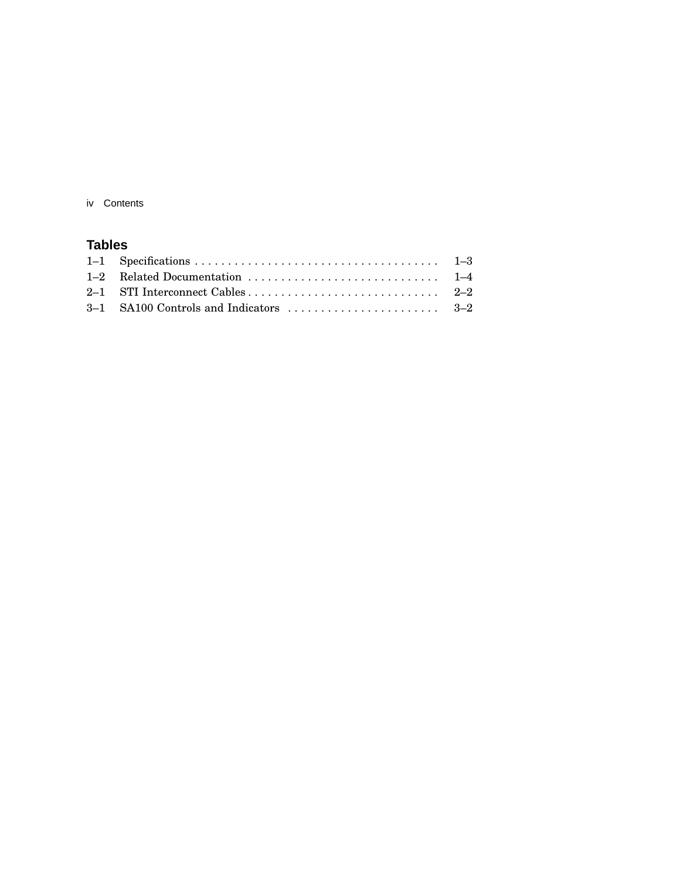## Tables

| | | |
|---|---|---|
| 1–1 | Specifications | 1–3 |
| 1–2 | Related Documentation | 1–4 |
| 2–1 | STI Interconnect Cables | 2–2 |
| 3–1 | SA100 Controls and Indicators | 3–2 |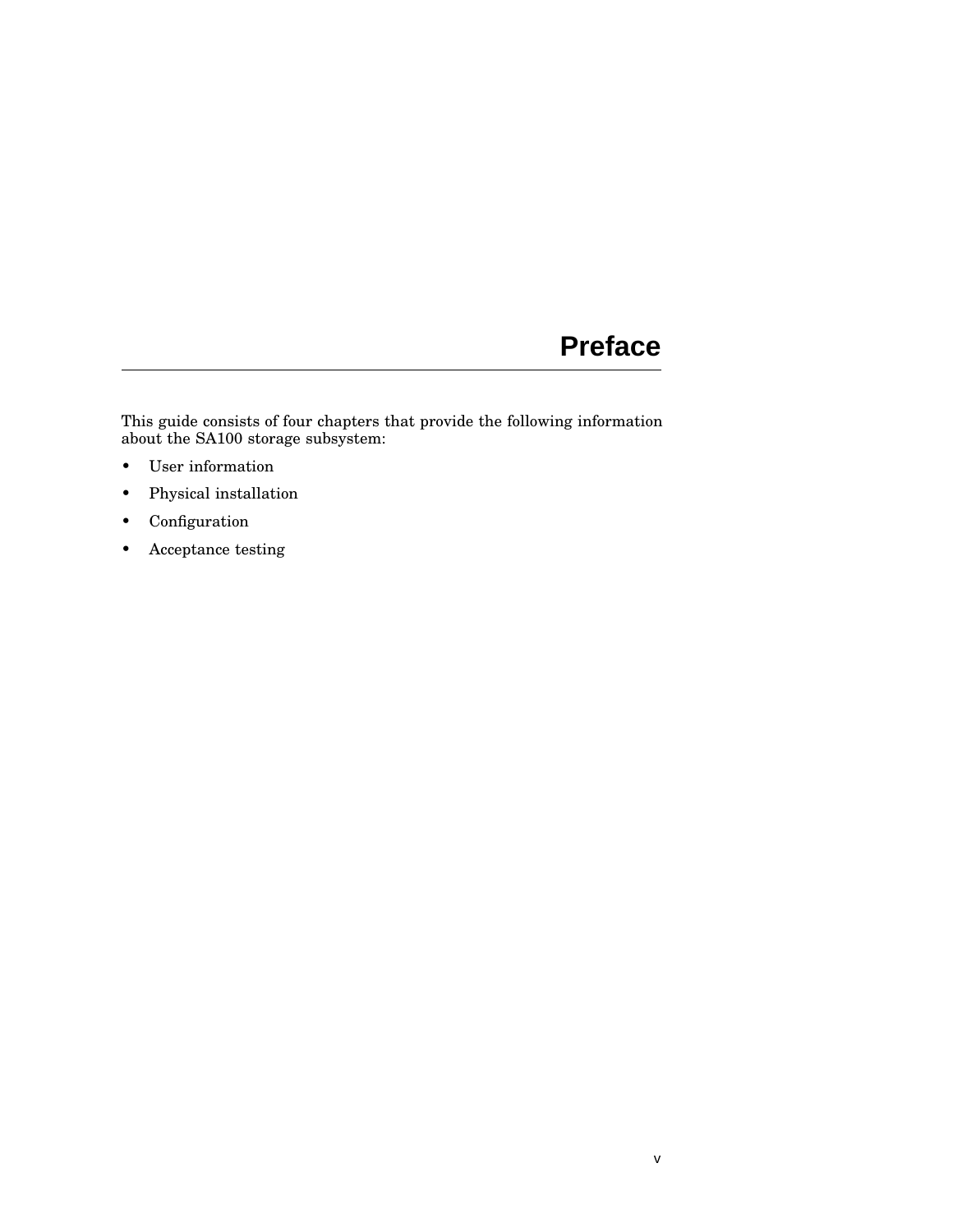# Preface

This guide consists of four chapters that provide the following information about the SA100 storage subsystem:

- User information
- Physical installation
- Configuration
- Acceptance testing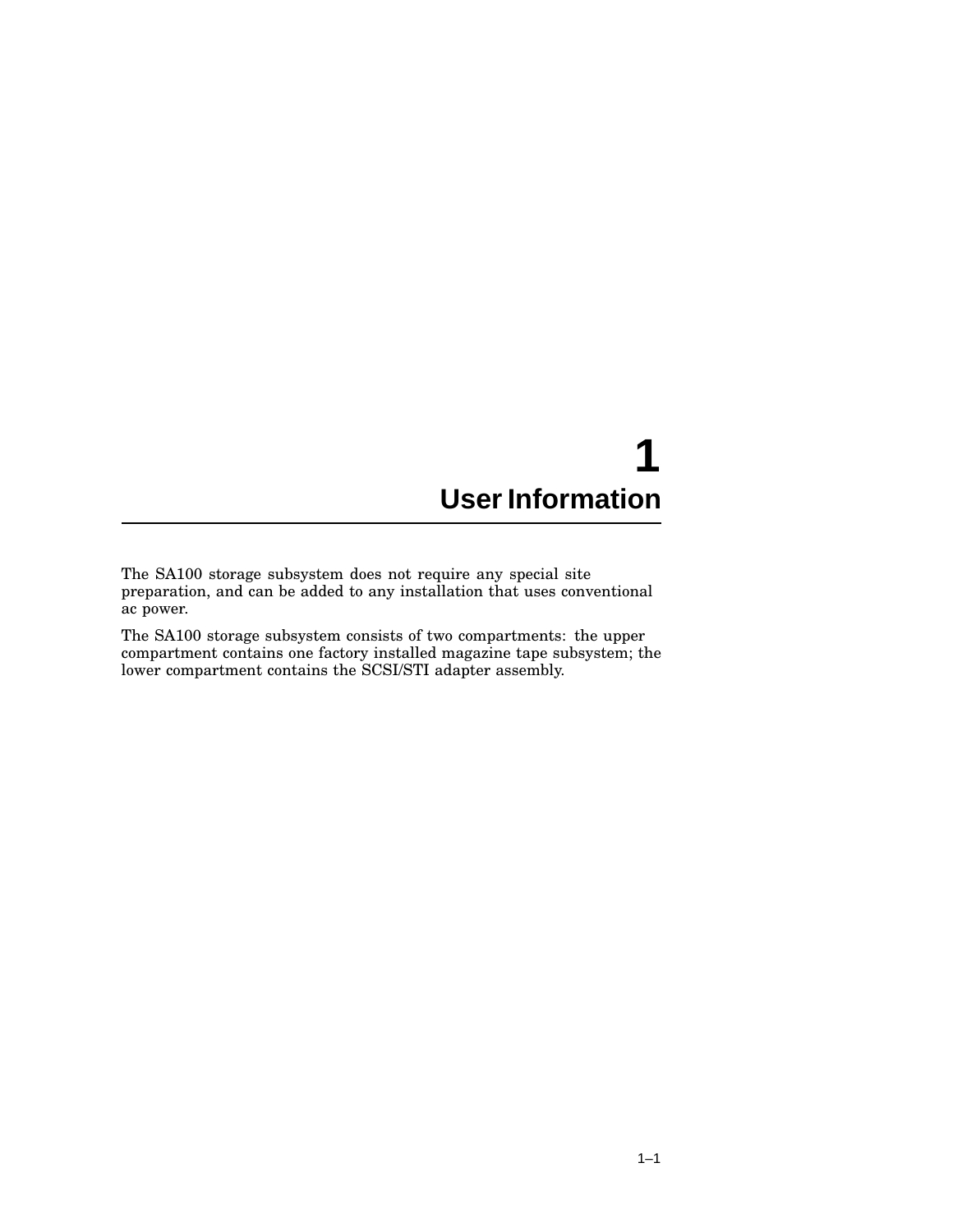# 1 User Information

The SA100 storage subsystem does not require any special site preparation, and can be added to any installation that uses conventional ac power.

The SA100 storage subsystem consists of two compartments: the upper compartment contains one factory installed magazine tape subsystem; the lower compartment contains the SCSI/STI adapter assembly.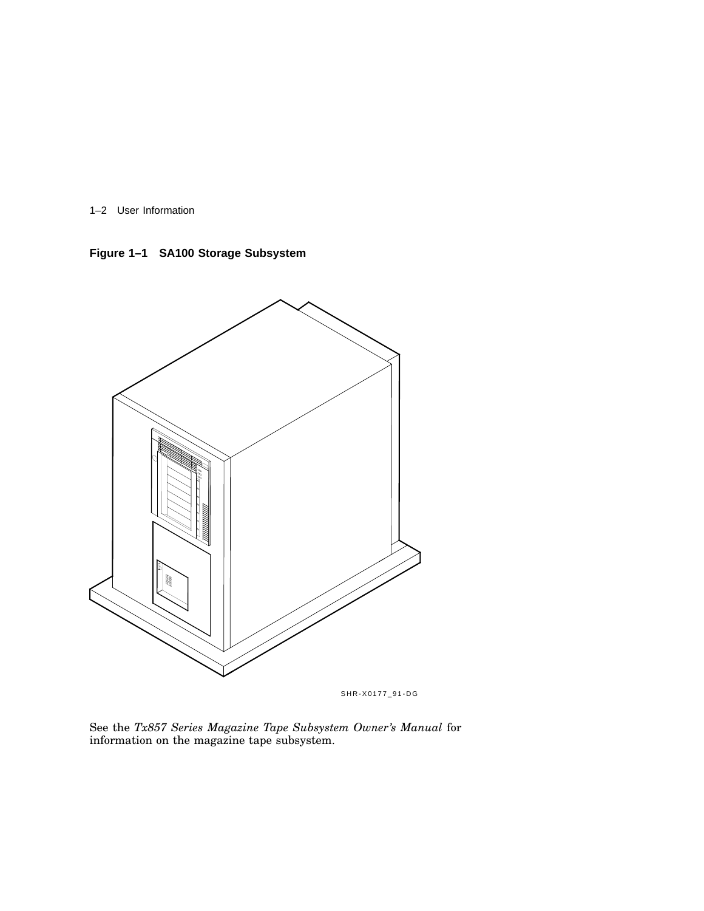**Figure 1–1 SA100 Storage Subsystem**

SHR-X0177_91-DG

See the *Tx857 Series Magazine Tape Subsystem Owner's Manual* for information on the magazine tape subsystem.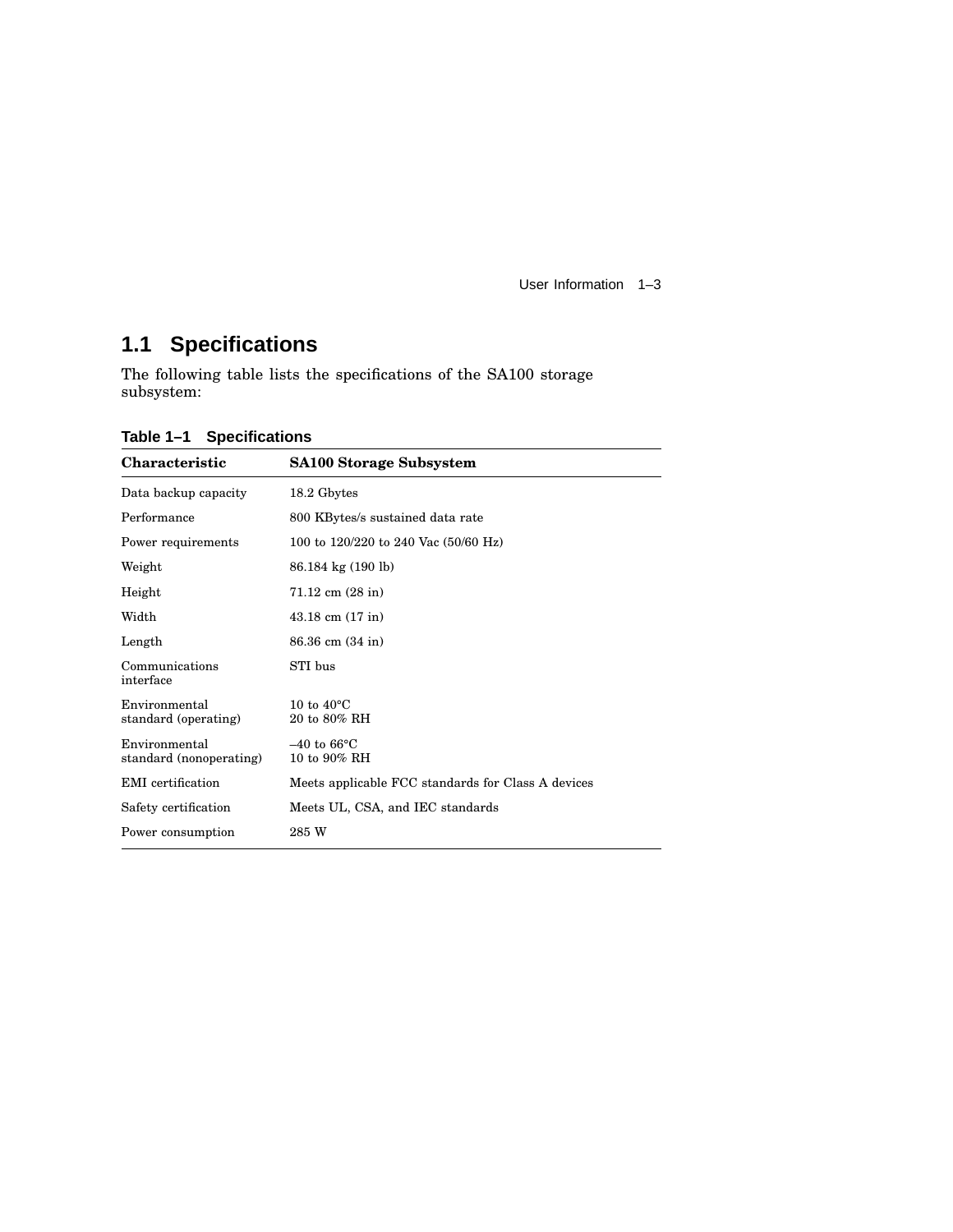## 1.1 Specifications

The following table lists the specifications of the SA100 storage subsystem:

**Table 1–1 Specifications**

| Characteristic | SA100 Storage Subsystem |
|---|---|
| Data backup capacity | 18.2 Gbytes |
| Performance | 800 KBytes/s sustained data rate |
| Power requirements | 100 to 120/220 to 240 Vac (50/60 Hz) |
| Weight | 86.184 kg (190 lb) |
| Height | 71.12 cm (28 in) |
| Width | 43.18 cm (17 in) |
| Length | 86.36 cm (34 in) |
| Communications interface | STI bus |
| Environmental standard (operating) | 10 to 40°C<br>20 to 80% RH |
| Environmental standard (nonoperating) | –40 to 66°C<br>10 to 90% RH |
| EMI certification | Meets applicable FCC standards for Class A devices |
| Safety certification | Meets UL, CSA, and IEC standards |
| Power consumption | 285 W |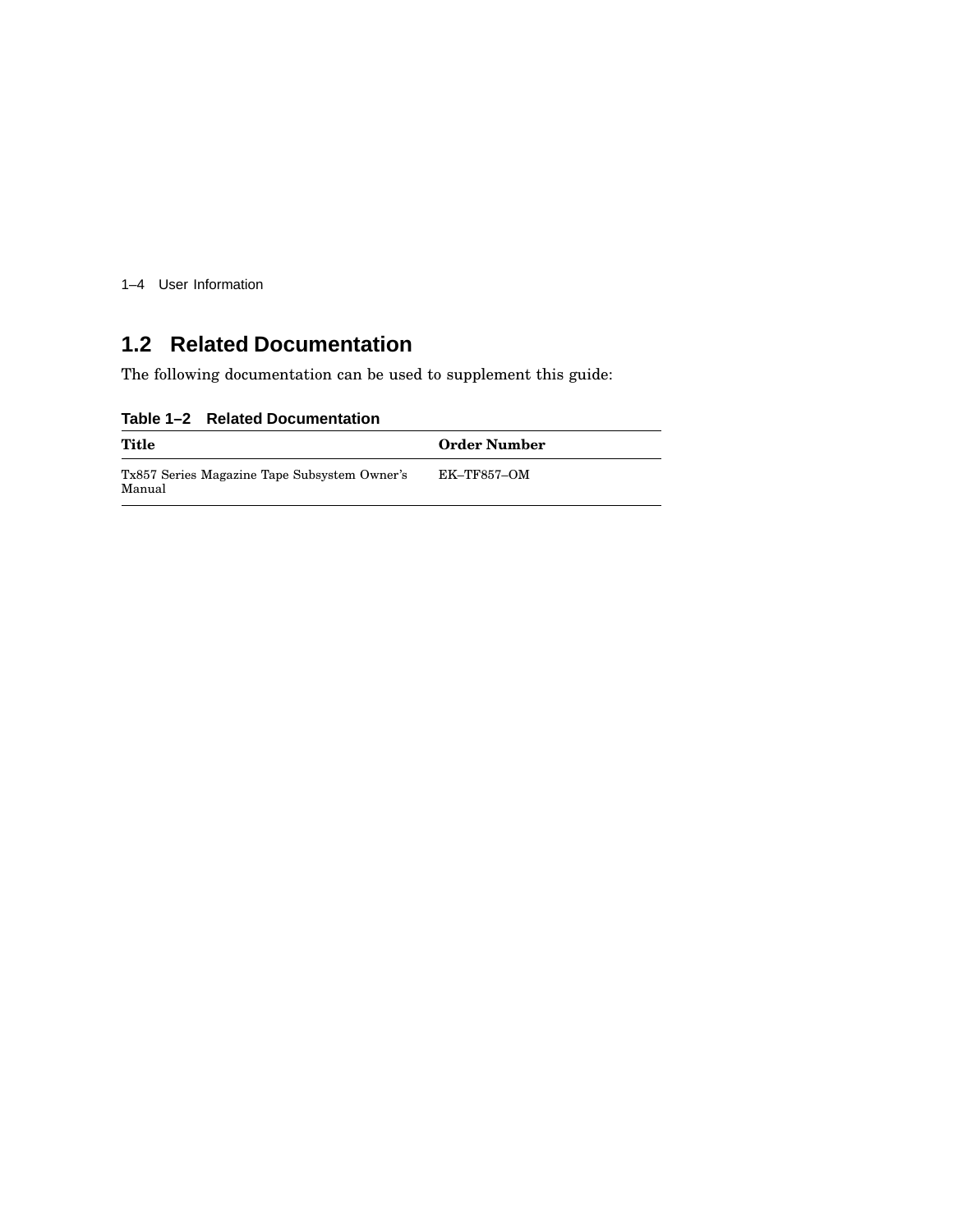## 1.2 Related Documentation

The following documentation can be used to supplement this guide:

**Table 1–2 Related Documentation**

| Title | Order Number |
| --- | --- |
| Tx857 Series Magazine Tape Subsystem Owner's Manual | EK–TF857–OM |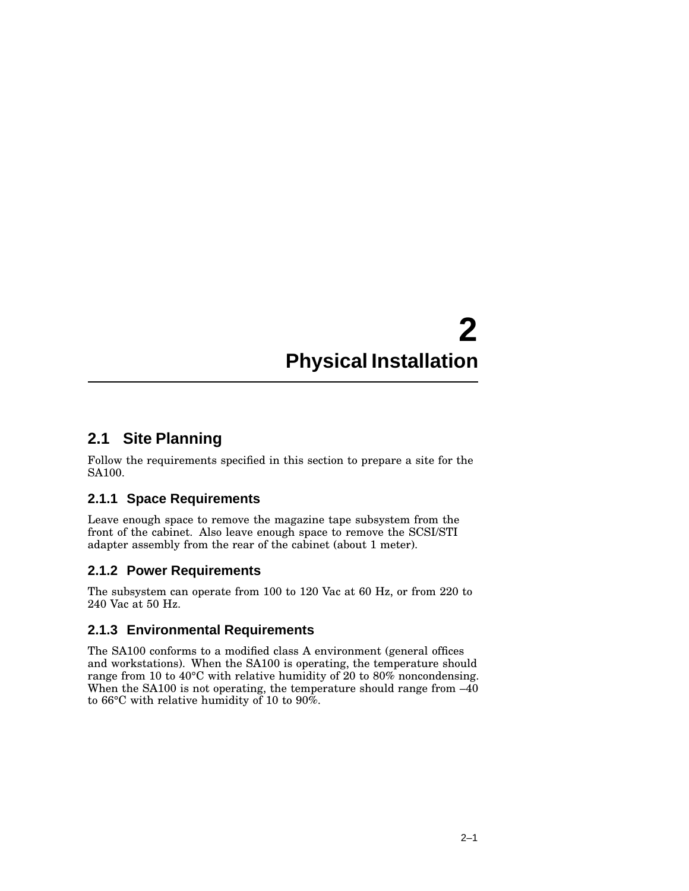# 2 Physical Installation

## 2.1 Site Planning

Follow the requirements specified in this section to prepare a site for the SA100.

### 2.1.1 Space Requirements

Leave enough space to remove the magazine tape subsystem from the front of the cabinet. Also leave enough space to remove the SCSI/STI adapter assembly from the rear of the cabinet (about 1 meter).

### 2.1.2 Power Requirements

The subsystem can operate from 100 to 120 Vac at 60 Hz, or from 220 to 240 Vac at 50 Hz.

### 2.1.3 Environmental Requirements

The SA100 conforms to a modified class A environment (general offices and workstations). When the SA100 is operating, the temperature should range from 10 to 40°C with relative humidity of 20 to 80% noncondensing. When the SA100 is not operating, the temperature should range from –40 to 66°C with relative humidity of 10 to 90%.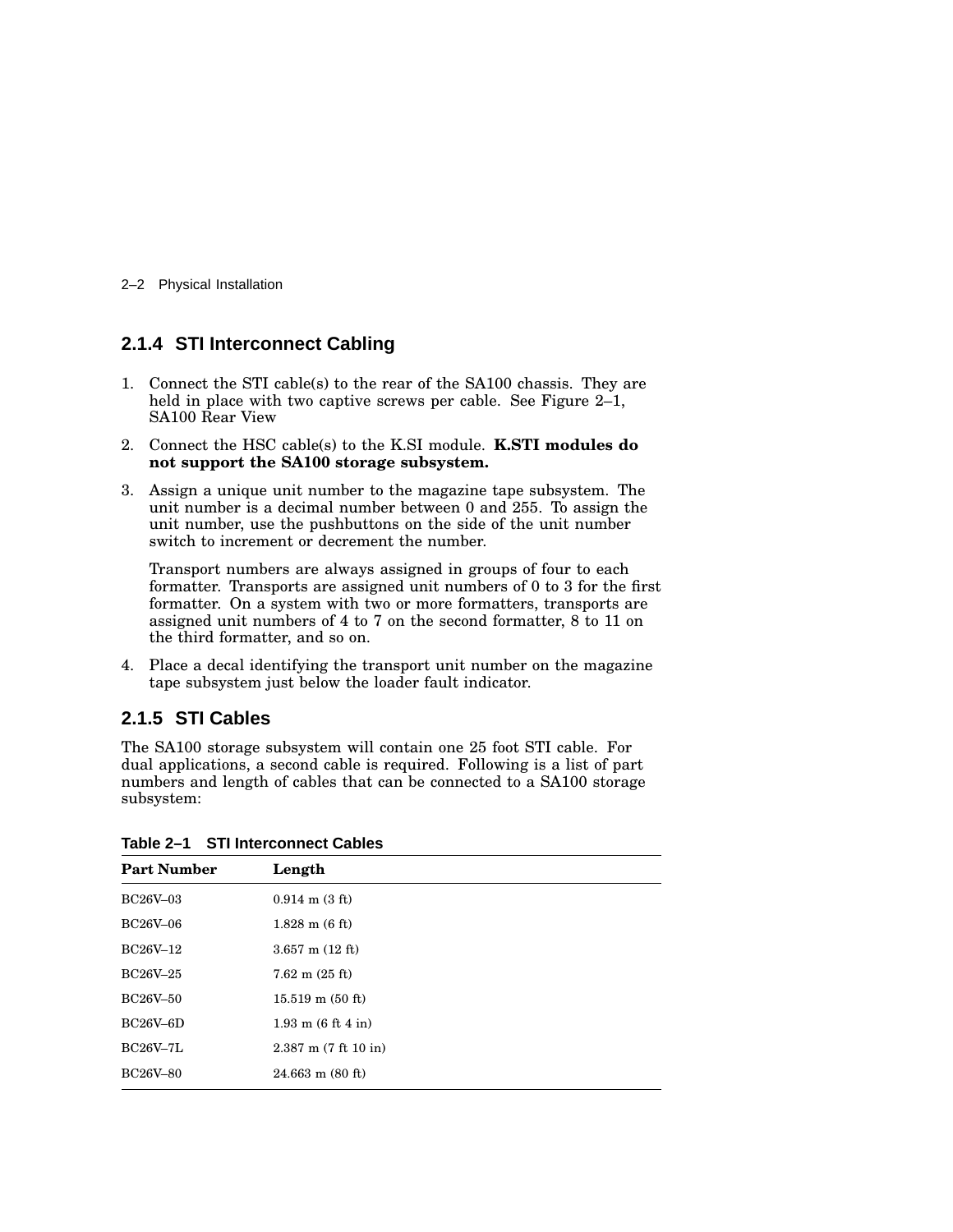### 2.1.4 STI Interconnect Cabling

1. Connect the STI cable(s) to the rear of the SA100 chassis. They are held in place with two captive screws per cable. See Figure 2–1, SA100 Rear View
2. Connect the HSC cable(s) to the K.SI module. **K.STI modules do not support the SA100 storage subsystem.**
3. Assign a unique unit number to the magazine tape subsystem. The unit number is a decimal number between 0 and 255. To assign the unit number, use the pushbuttons on the side of the unit number switch to increment or decrement the number.

   Transport numbers are always assigned in groups of four to each formatter. Transports are assigned unit numbers of 0 to 3 for the first formatter. On a system with two or more formatters, transports are assigned unit numbers of 4 to 7 on the second formatter, 8 to 11 on the third formatter, and so on.
4. Place a decal identifying the transport unit number on the magazine tape subsystem just below the loader fault indicator.

### 2.1.5 STI Cables

The SA100 storage subsystem will contain one 25 foot STI cable. For dual applications, a second cable is required. Following is a list of part numbers and length of cables that can be connected to a SA100 storage subsystem:

**Table 2–1 STI Interconnect Cables**

| Part Number | Length |
|---|---|
| BC26V–03 | 0.914 m (3 ft) |
| BC26V–06 | 1.828 m (6 ft) |
| BC26V–12 | 3.657 m (12 ft) |
| BC26V–25 | 7.62 m (25 ft) |
| BC26V–50 | 15.519 m (50 ft) |
| BC26V–6D | 1.93 m (6 ft 4 in) |
| BC26V–7L | 2.387 m (7 ft 10 in) |
| BC26V–80 | 24.663 m (80 ft) |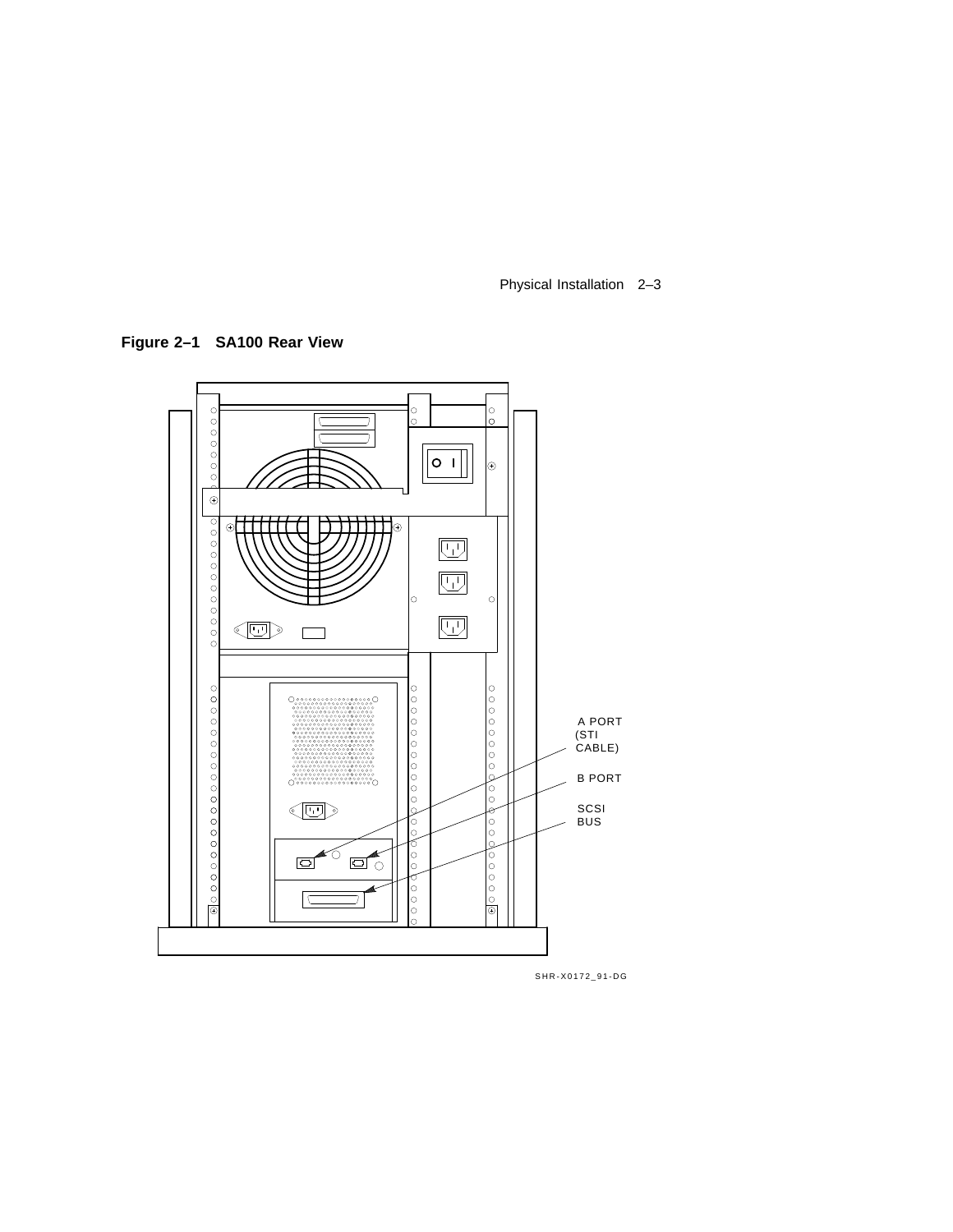**Figure 2–1 SA100 Rear View**

A PORT (STI CABLE)

B PORT

SCSI BUS

SHR-X0172_91-DG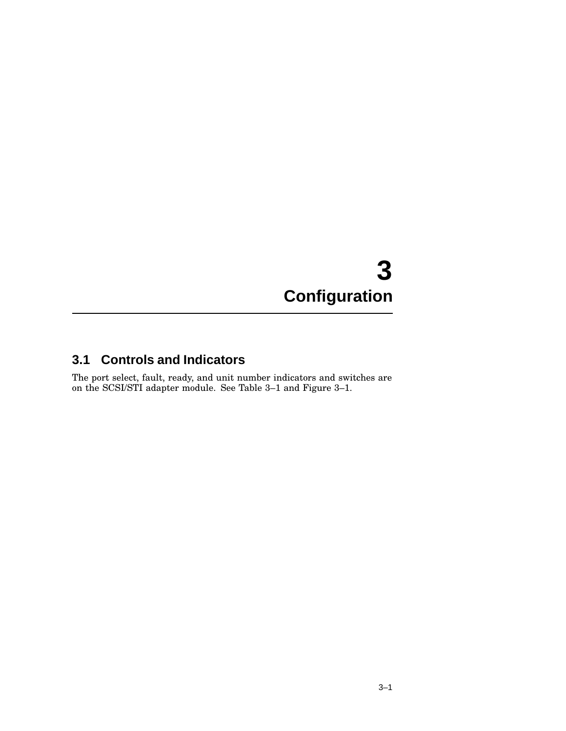# 3 Configuration

## 3.1 Controls and Indicators

The port select, fault, ready, and unit number indicators and switches are on the SCSI/STI adapter module. See Table 3–1 and Figure 3–1.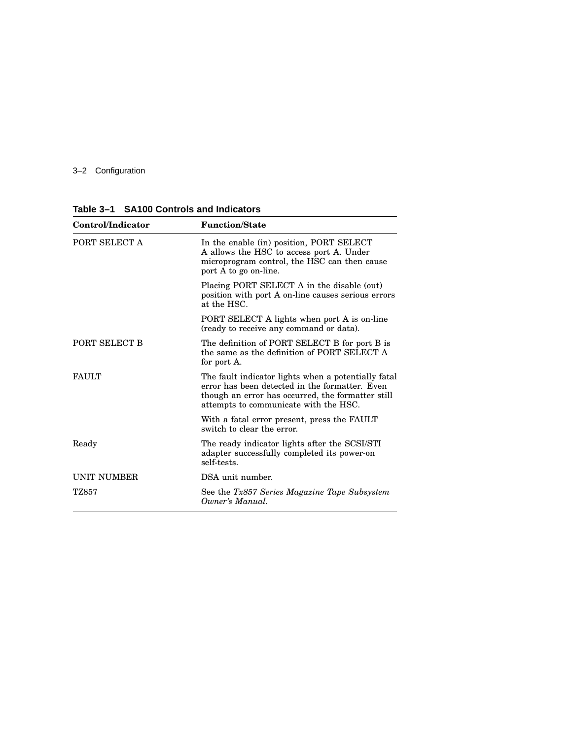**Table 3–1 SA100 Controls and Indicators**

| Control/Indicator | Function/State |
| --- | --- |
| PORT SELECT A | In the enable (in) position, PORT SELECT A allows the HSC to access port A. Under microprogram control, the HSC can then cause port A to go on-line. |
| | Placing PORT SELECT A in the disable (out) position with port A on-line causes serious errors at the HSC. |
| | PORT SELECT A lights when port A is on-line (ready to receive any command or data). |
| PORT SELECT B | The definition of PORT SELECT B for port B is the same as the definition of PORT SELECT A for port A. |
| FAULT | The fault indicator lights when a potentially fatal error has been detected in the formatter. Even though an error has occurred, the formatter still attempts to communicate with the HSC. |
| | With a fatal error present, press the FAULT switch to clear the error. |
| Ready | The ready indicator lights after the SCSI/STI adapter successfully completed its power-on self-tests. |
| UNIT NUMBER | DSA unit number. |
| TZ857 | See the *Tx857 Series Magazine Tape Subsystem Owner's Manual*. |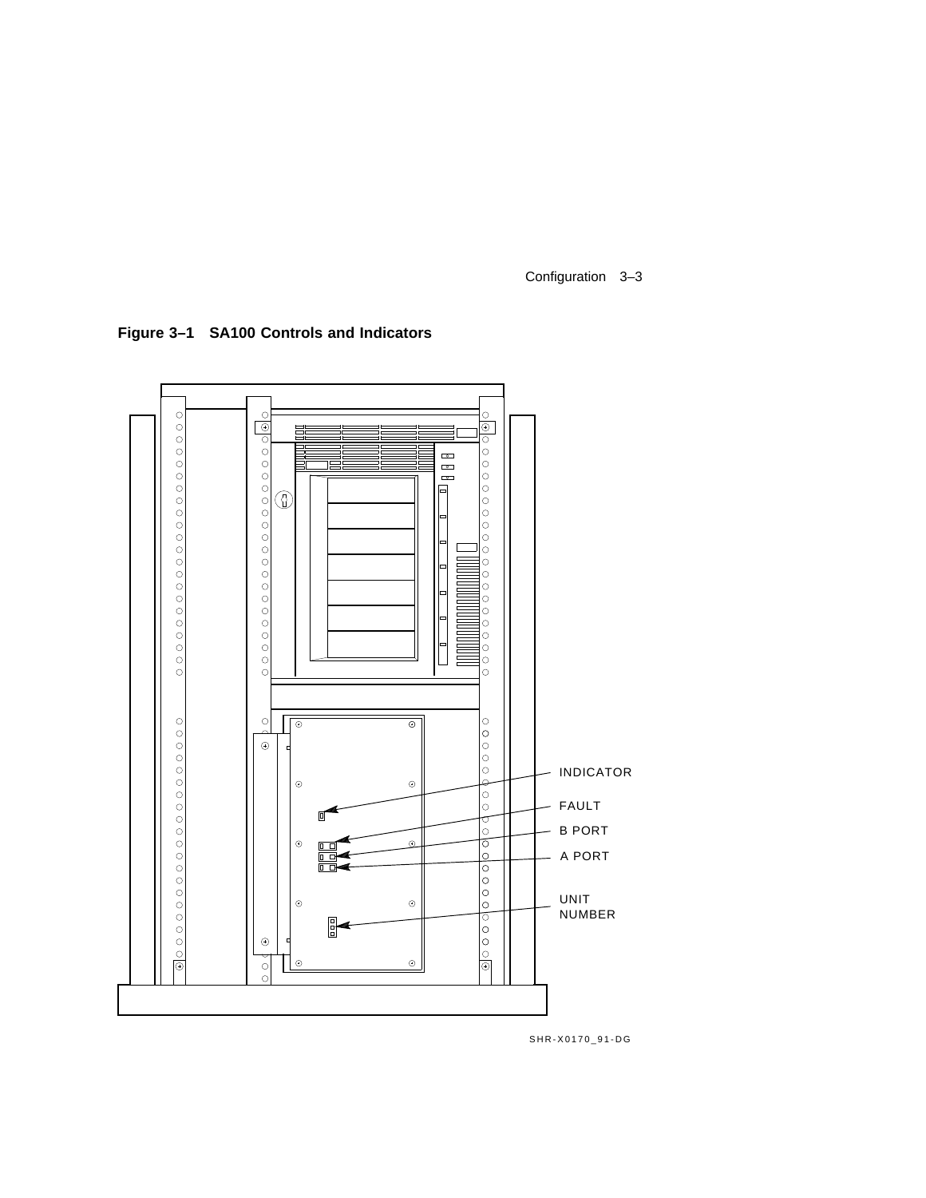**Figure 3–1 SA100 Controls and Indicators**

INDICATOR

FAULT

B PORT

A PORT

UNIT NUMBER

SHR-X0170_91-DG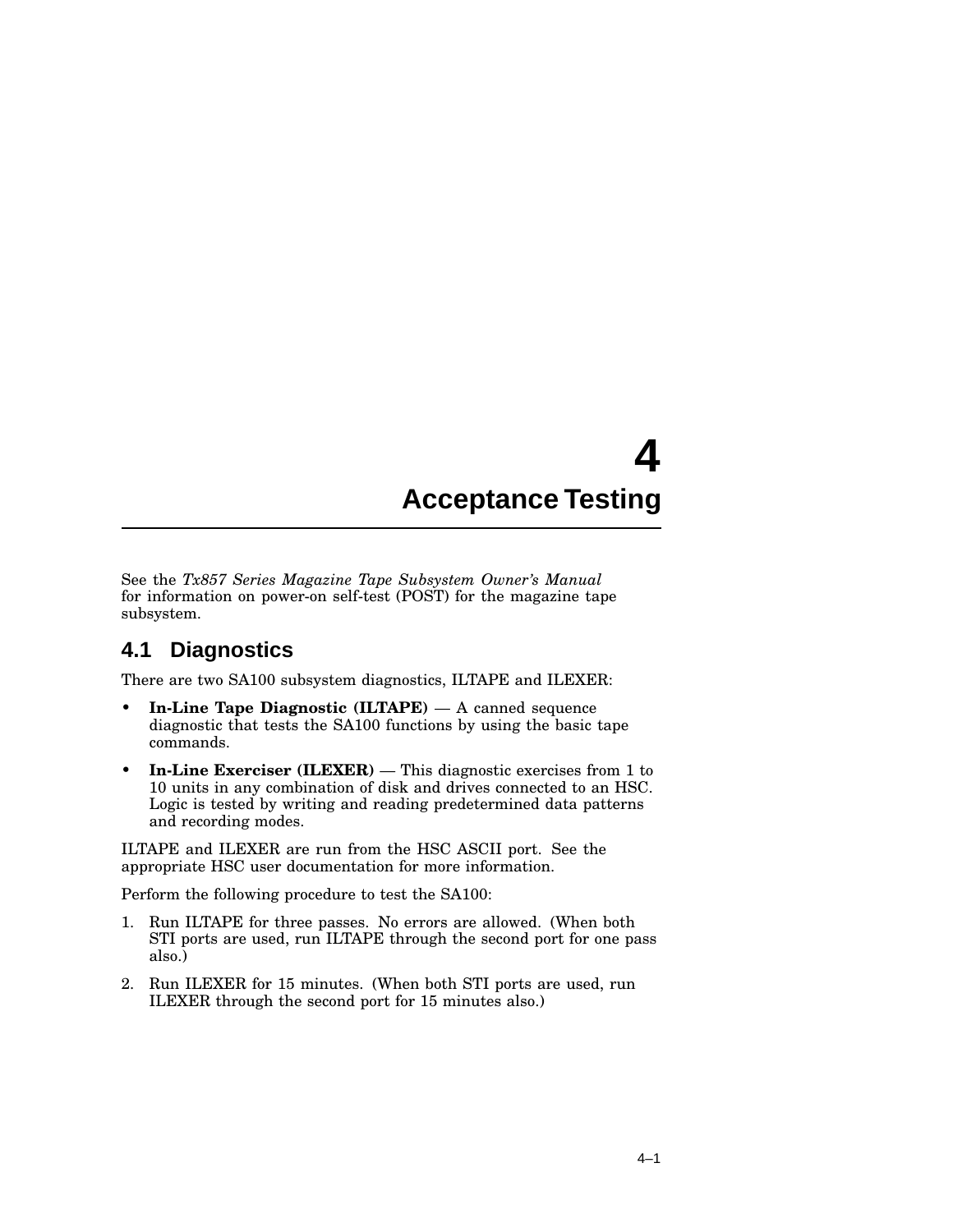# 4 Acceptance Testing

See the *Tx857 Series Magazine Tape Subsystem Owner's Manual* for information on power-on self-test (POST) for the magazine tape subsystem.

## 4.1 Diagnostics

There are two SA100 subsystem diagnostics, ILTAPE and ILEXER:

- **In-Line Tape Diagnostic (ILTAPE)** — A canned sequence diagnostic that tests the SA100 functions by using the basic tape commands.
- **In-Line Exerciser (ILEXER)** — This diagnostic exercises from 1 to 10 units in any combination of disk and drives connected to an HSC. Logic is tested by writing and reading predetermined data patterns and recording modes.

ILTAPE and ILEXER are run from the HSC ASCII port. See the appropriate HSC user documentation for more information.

Perform the following procedure to test the SA100:

1. Run ILTAPE for three passes. No errors are allowed. (When both STI ports are used, run ILTAPE through the second port for one pass also.)
2. Run ILEXER for 15 minutes. (When both STI ports are used, run ILEXER through the second port for 15 minutes also.)